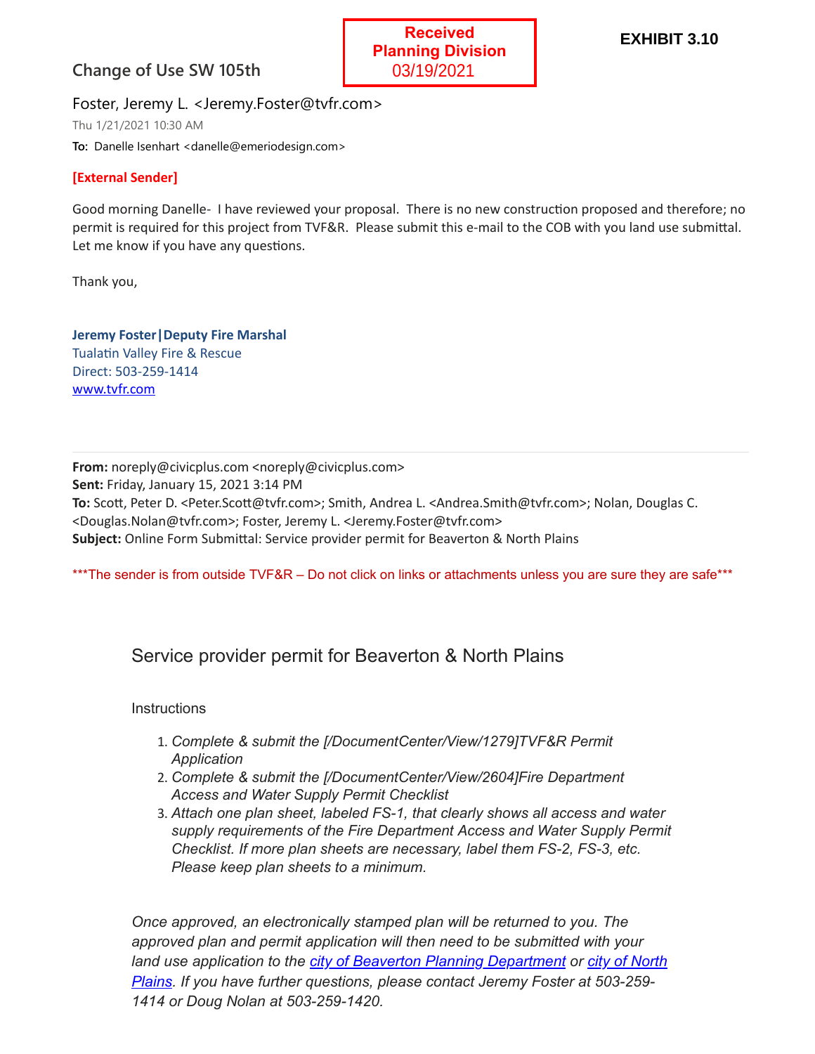**Received**
**Planning Division**
03/19/2021

**EXHIBIT 3.10**

## Change of Use SW 105th

Foster, Jeremy L. <Jeremy.Foster@tvfr.com>

Thu 1/21/2021 10:30 AM

**To:** Danelle Isenhart <danelle@emeriodesign.com>

**[External Sender]**

Good morning Danelle- I have reviewed your proposal. There is no new construction proposed and therefore; no permit is required for this project from TVF&R. Please submit this e-mail to the COB with you land use submittal. Let me know if you have any questions.

Thank you,

**Jeremy Foster|Deputy Fire Marshal**
Tualatin Valley Fire & Rescue
Direct: 503-259-1414
www.tvfr.com

---

**From:** noreply@civicplus.com <noreply@civicplus.com>
**Sent:** Friday, January 15, 2021 3:14 PM
**To:** Scott, Peter D. <Peter.Scott@tvfr.com>; Smith, Andrea L. <Andrea.Smith@tvfr.com>; Nolan, Douglas C. <Douglas.Nolan@tvfr.com>; Foster, Jeremy L. <Jeremy.Foster@tvfr.com>
**Subject:** Online Form Submittal: Service provider permit for Beaverton & North Plains

***The sender is from outside TVF&R – Do not click on links or attachments unless you are sure they are safe***

### Service provider permit for Beaverton & North Plains

Instructions

1. *Complete & submit the [/DocumentCenter/View/1279]TVF&R Permit Application*
2. *Complete & submit the [/DocumentCenter/View/2604]Fire Department Access and Water Supply Permit Checklist*
3. *Attach one plan sheet, labeled FS-1, that clearly shows all access and water supply requirements of the Fire Department Access and Water Supply Permit Checklist. If more plan sheets are necessary, label them FS-2, FS-3, etc. Please keep plan sheets to a minimum.*

*Once approved, an electronically stamped plan will be returned to you. The approved plan and permit application will then need to be submitted with your land use application to the city of Beaverton Planning Department or city of North Plains. If you have further questions, please contact Jeremy Foster at 503-259-1414 or Doug Nolan at 503-259-1420.*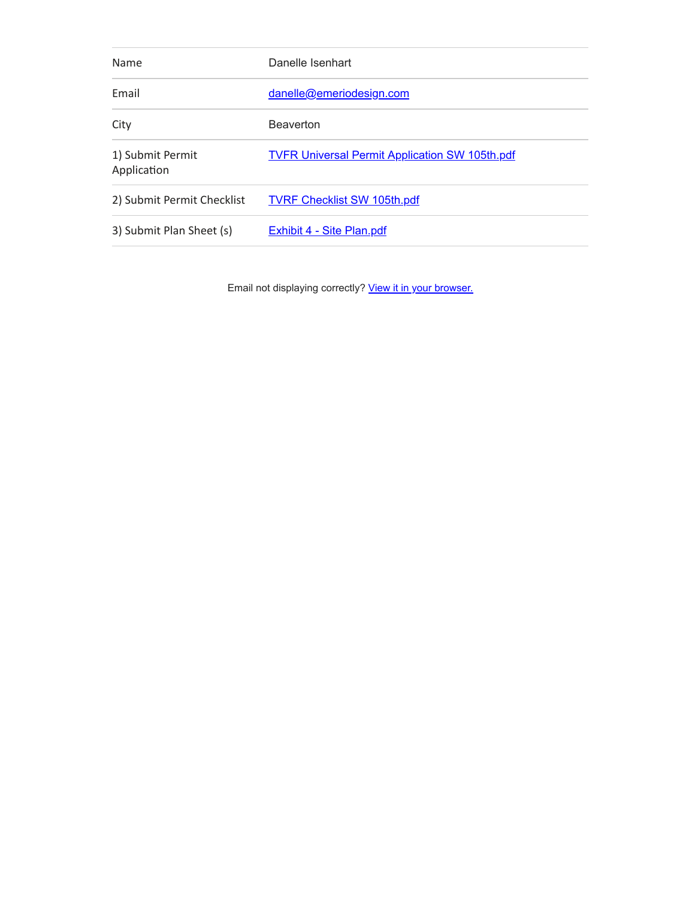| | |
|---|---|
| Name | Danelle Isenhart |
| Email | danelle@emeriodesign.com |
| City | Beaverton |
| 1) Submit Permit Application | TVFR Universal Permit Application SW 105th.pdf |
| 2) Submit Permit Checklist | TVRF Checklist SW 105th.pdf |
| 3) Submit Plan Sheet (s) | Exhibit 4 - Site Plan.pdf |

Email not displaying correctly? View it in your browser.